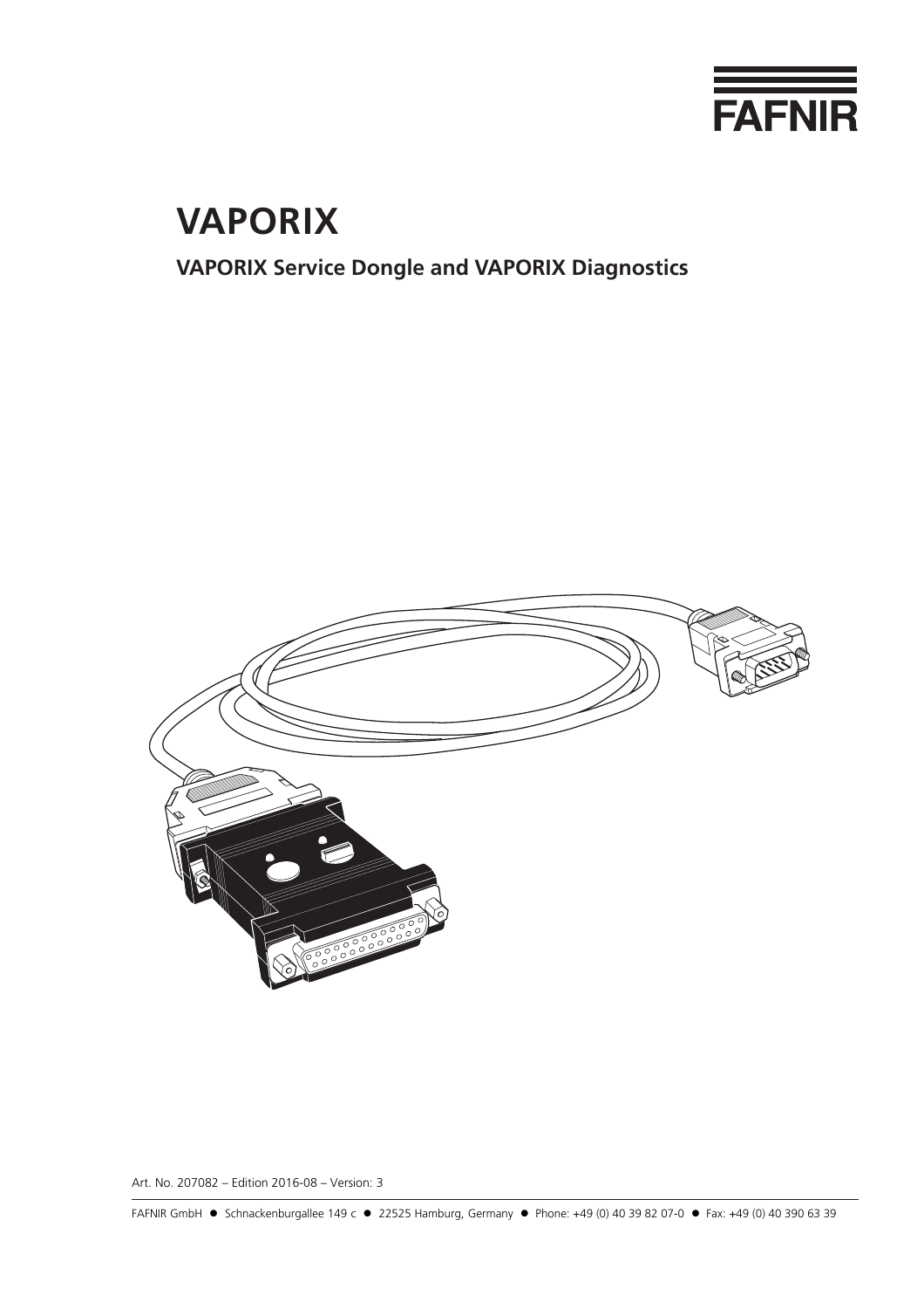FAFNIR

# VAPORIX

## VAPORIX Service Dongle and VAPORIX Diagnostics

Art. No. 207082 – Edition 2016-08 – Version: 3

FAFNIR GmbH ● Schnackenburgallee 149 c ● 22525 Hamburg, Germany ● Phone: +49 (0) 40 39 82 07-0 ● Fax: +49 (0) 40 390 63 39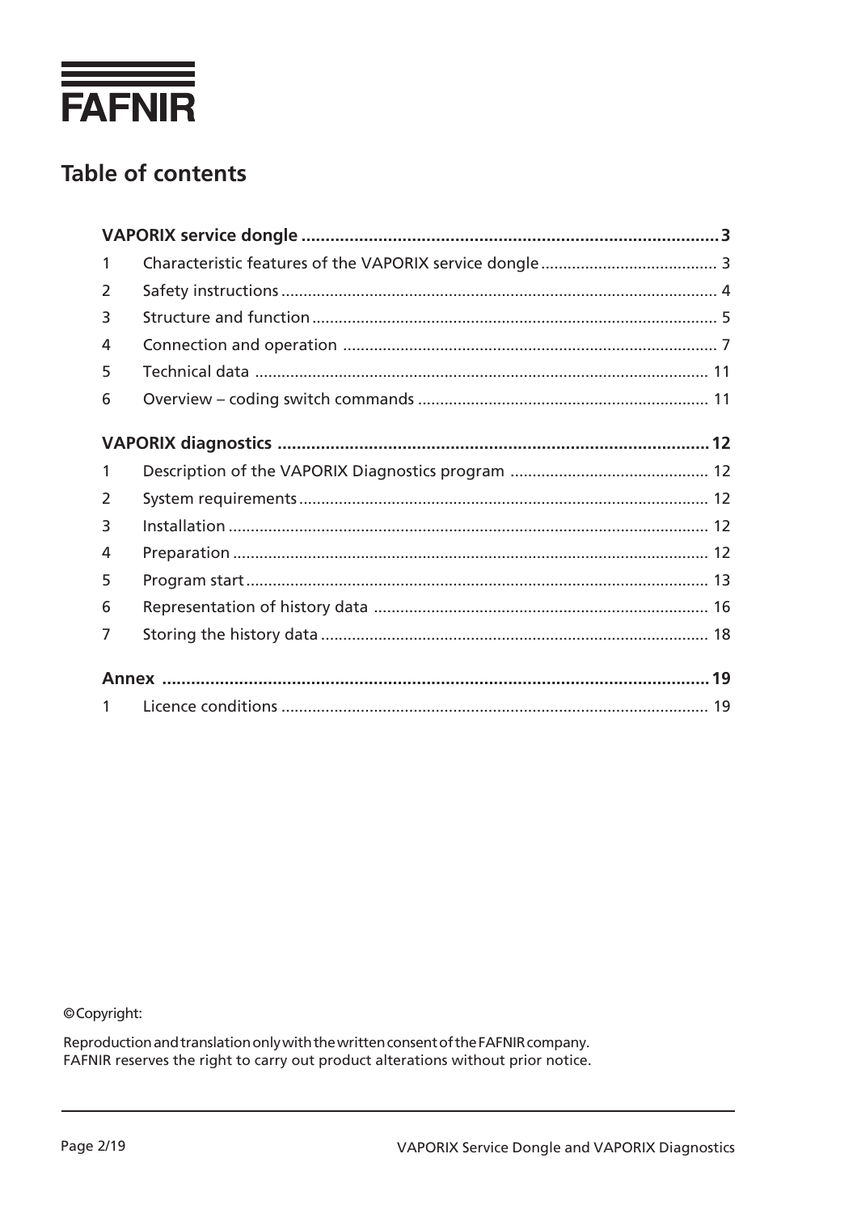FAFNIR

# Table of contents

| | | |
|---|---|---|
| **VAPORIX service dongle** | | **3** |
| 1 | Characteristic features of the VAPORIX service dongle | 3 |
| 2 | Safety instructions | 4 |
| 3 | Structure and function | 5 |
| 4 | Connection and operation | 7 |
| 5 | Technical data | 11 |
| 6 | Overview – coding switch commands | 11 |
| **VAPORIX diagnostics** | | **12** |
| 1 | Description of the VAPORIX Diagnostics program | 12 |
| 2 | System requirements | 12 |
| 3 | Installation | 12 |
| 4 | Preparation | 12 |
| 5 | Program start | 13 |
| 6 | Representation of history data | 16 |
| 7 | Storing the history data | 18 |
| **Annex** | | **19** |
| 1 | Licence conditions | 19 |

© Copyright:

Reproduction and translation only with the written consent of the FAFNIR company.
FAFNIR reserves the right to carry out product alterations without prior notice.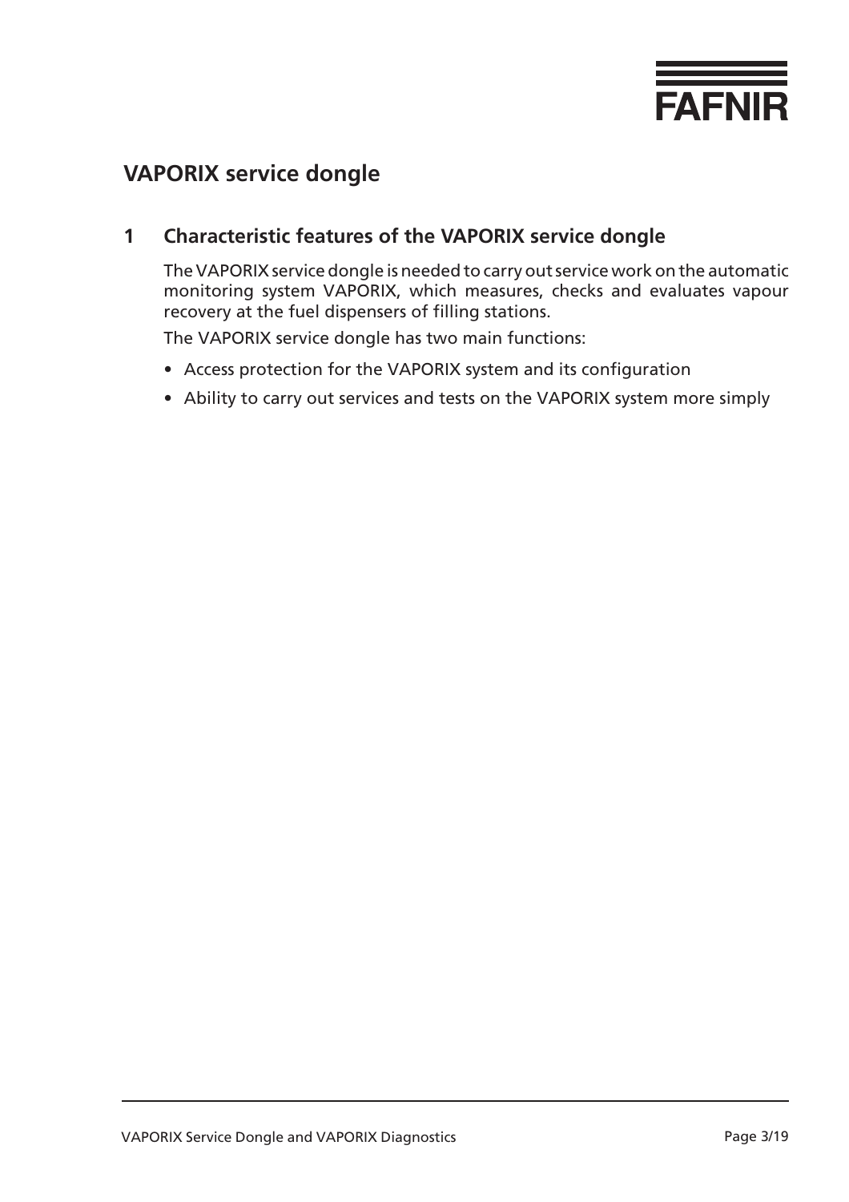# VAPORIX service dongle

## 1 Characteristic features of the VAPORIX service dongle

The VAPORIX service dongle is needed to carry out service work on the automatic monitoring system VAPORIX, which measures, checks and evaluates vapour recovery at the fuel dispensers of filling stations.

The VAPORIX service dongle has two main functions:

- Access protection for the VAPORIX system and its configuration
- Ability to carry out services and tests on the VAPORIX system more simply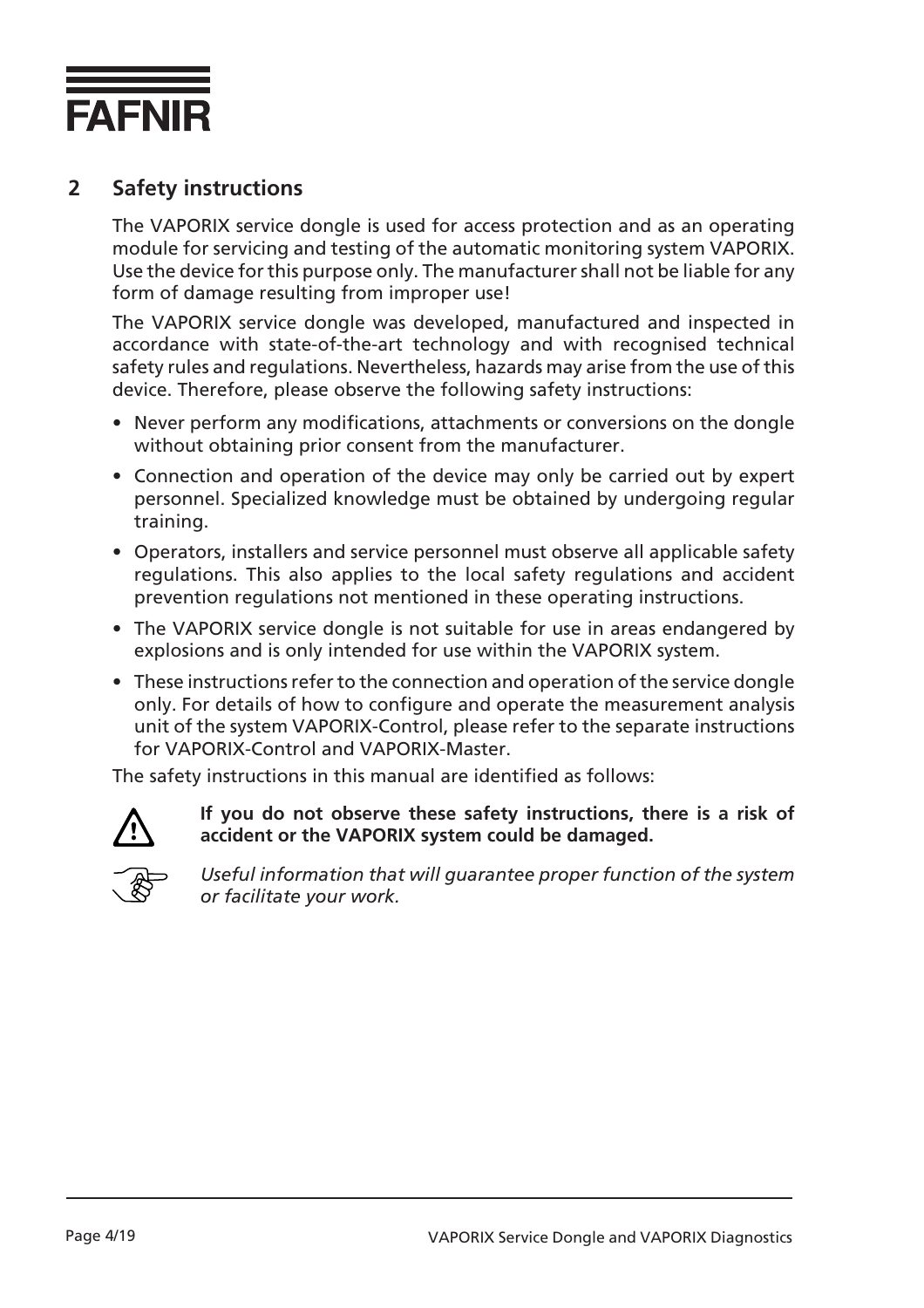## 2 Safety instructions

The VAPORIX service dongle is used for access protection and as an operating module for servicing and testing of the automatic monitoring system VAPORIX. Use the device for this purpose only. The manufacturer shall not be liable for any form of damage resulting from improper use!

The VAPORIX service dongle was developed, manufactured and inspected in accordance with state-of-the-art technology and with recognised technical safety rules and regulations. Nevertheless, hazards may arise from the use of this device. Therefore, please observe the following safety instructions:

- Never perform any modifications, attachments or conversions on the dongle without obtaining prior consent from the manufacturer.
- Connection and operation of the device may only be carried out by expert personnel. Specialized knowledge must be obtained by undergoing regular training.
- Operators, installers and service personnel must observe all applicable safety regulations. This also applies to the local safety regulations and accident prevention regulations not mentioned in these operating instructions.
- The VAPORIX service dongle is not suitable for use in areas endangered by explosions and is only intended for use within the VAPORIX system.
- These instructions refer to the connection and operation of the service dongle only. For details of how to configure and operate the measurement analysis unit of the system VAPORIX-Control, please refer to the separate instructions for VAPORIX-Control and VAPORIX-Master.

The safety instructions in this manual are identified as follows:

⚠ **If you do not observe these safety instructions, there is a risk of accident or the VAPORIX system could be damaged.**

☞ *Useful information that will guarantee proper function of the system or facilitate your work.*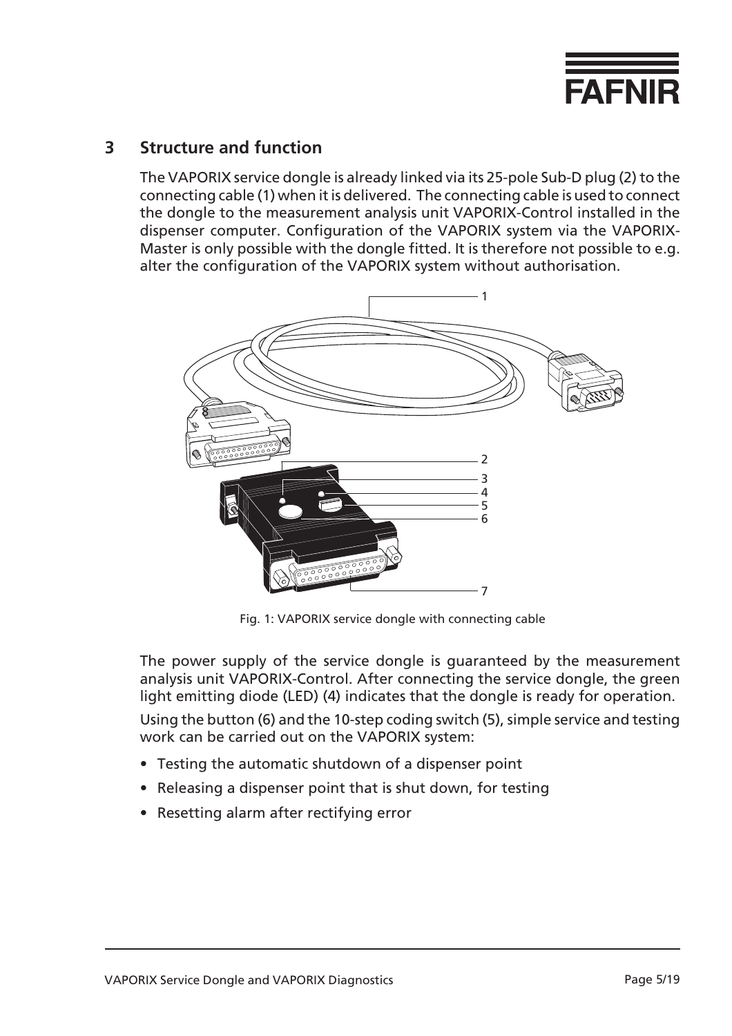## 3 Structure and function

The VAPORIX service dongle is already linked via its 25-pole Sub-D plug (2) to the connecting cable (1) when it is delivered. The connecting cable is used to connect the dongle to the measurement analysis unit VAPORIX-Control installed in the dispenser computer. Configuration of the VAPORIX system via the VAPORIX-Master is only possible with the dongle fitted. It is therefore not possible to e.g. alter the configuration of the VAPORIX system without authorisation.

Fig. 1: VAPORIX service dongle with connecting cable

The power supply of the service dongle is guaranteed by the measurement analysis unit VAPORIX-Control. After connecting the service dongle, the green light emitting diode (LED) (4) indicates that the dongle is ready for operation.

Using the button (6) and the 10-step coding switch (5), simple service and testing work can be carried out on the VAPORIX system:

- Testing the automatic shutdown of a dispenser point
- Releasing a dispenser point that is shut down, for testing
- Resetting alarm after rectifying error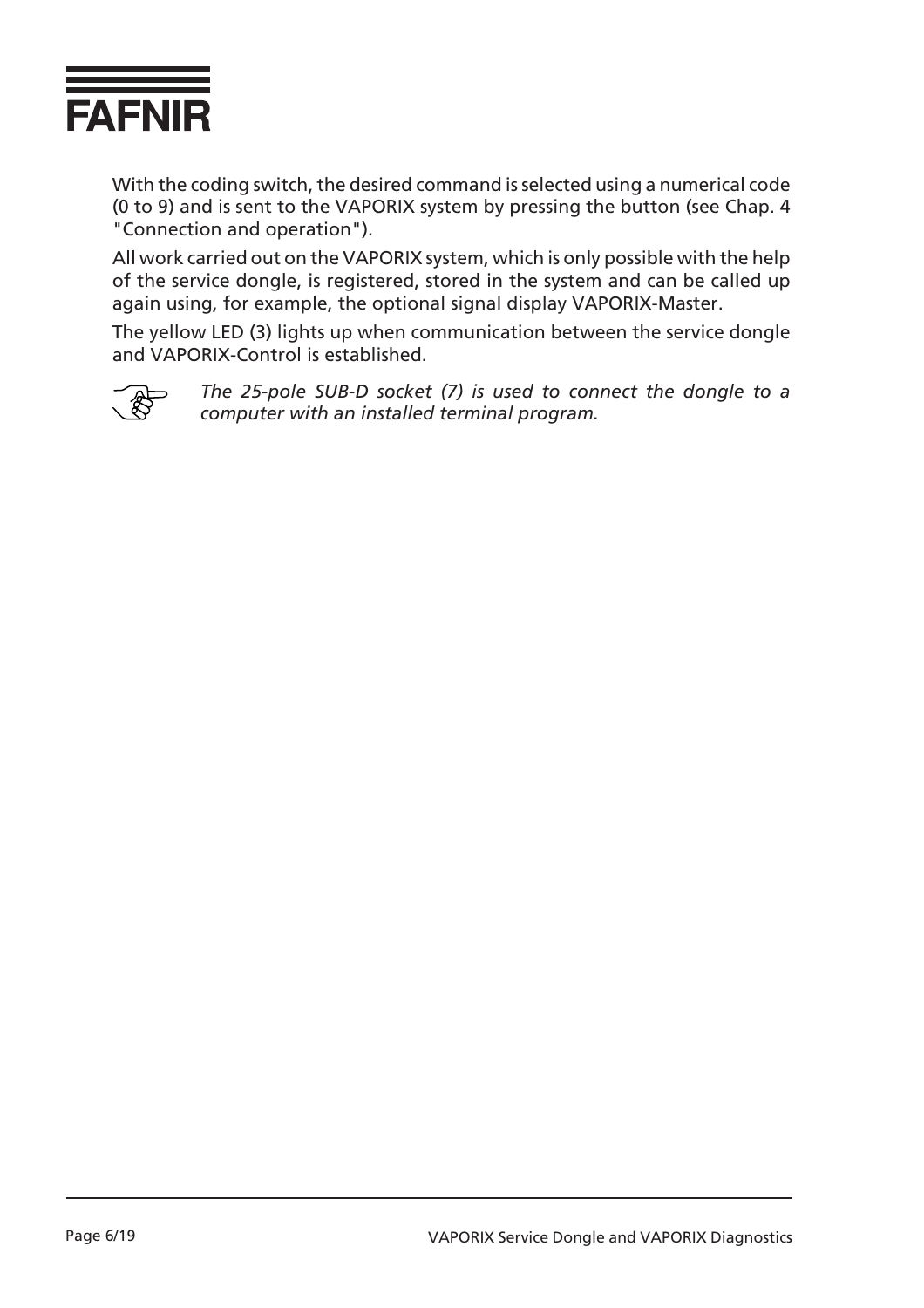With the coding switch, the desired command is selected using a numerical code (0 to 9) and is sent to the VAPORIX system by pressing the button (see Chap. 4 "Connection and operation").

All work carried out on the VAPORIX system, which is only possible with the help of the service dongle, is registered, stored in the system and can be called up again using, for example, the optional signal display VAPORIX-Master.

The yellow LED (3) lights up when communication between the service dongle and VAPORIX-Control is established.

☞ *The 25-pole SUB-D socket (7) is used to connect the dongle to a computer with an installed terminal program.*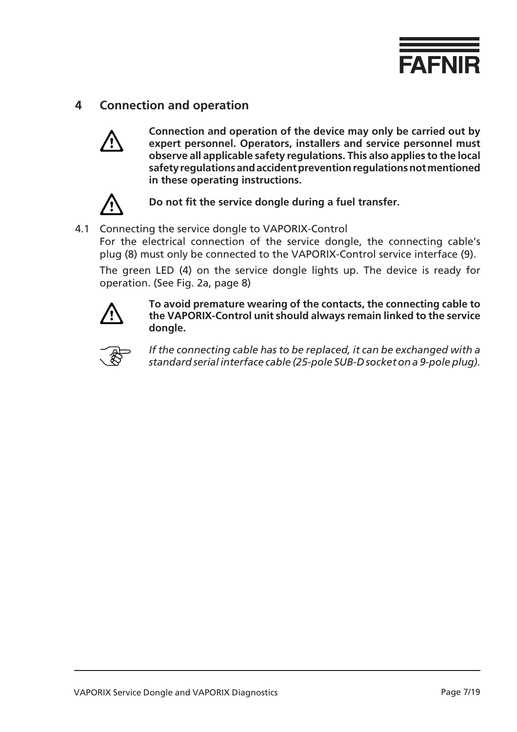## 4 Connection and operation

⚠ **Connection and operation of the device may only be carried out by expert personnel. Operators, installers and service personnel must observe all applicable safety regulations. This also applies to the local safety regulations and accident prevention regulations not mentioned in these operating instructions.**

⚠ **Do not fit the service dongle during a fuel transfer.**

4.1 Connecting the service dongle to VAPORIX-Control

For the electrical connection of the service dongle, the connecting cable's plug (8) must only be connected to the VAPORIX-Control service interface (9).

The green LED (4) on the service dongle lights up. The device is ready for operation. (See Fig. 2a, page 8)

⚠ **To avoid premature wearing of the contacts, the connecting cable to the VAPORIX-Control unit should always remain linked to the service dongle.**

☞ *If the connecting cable has to be replaced, it can be exchanged with a standard serial interface cable (25-pole SUB-D socket on a 9-pole plug).*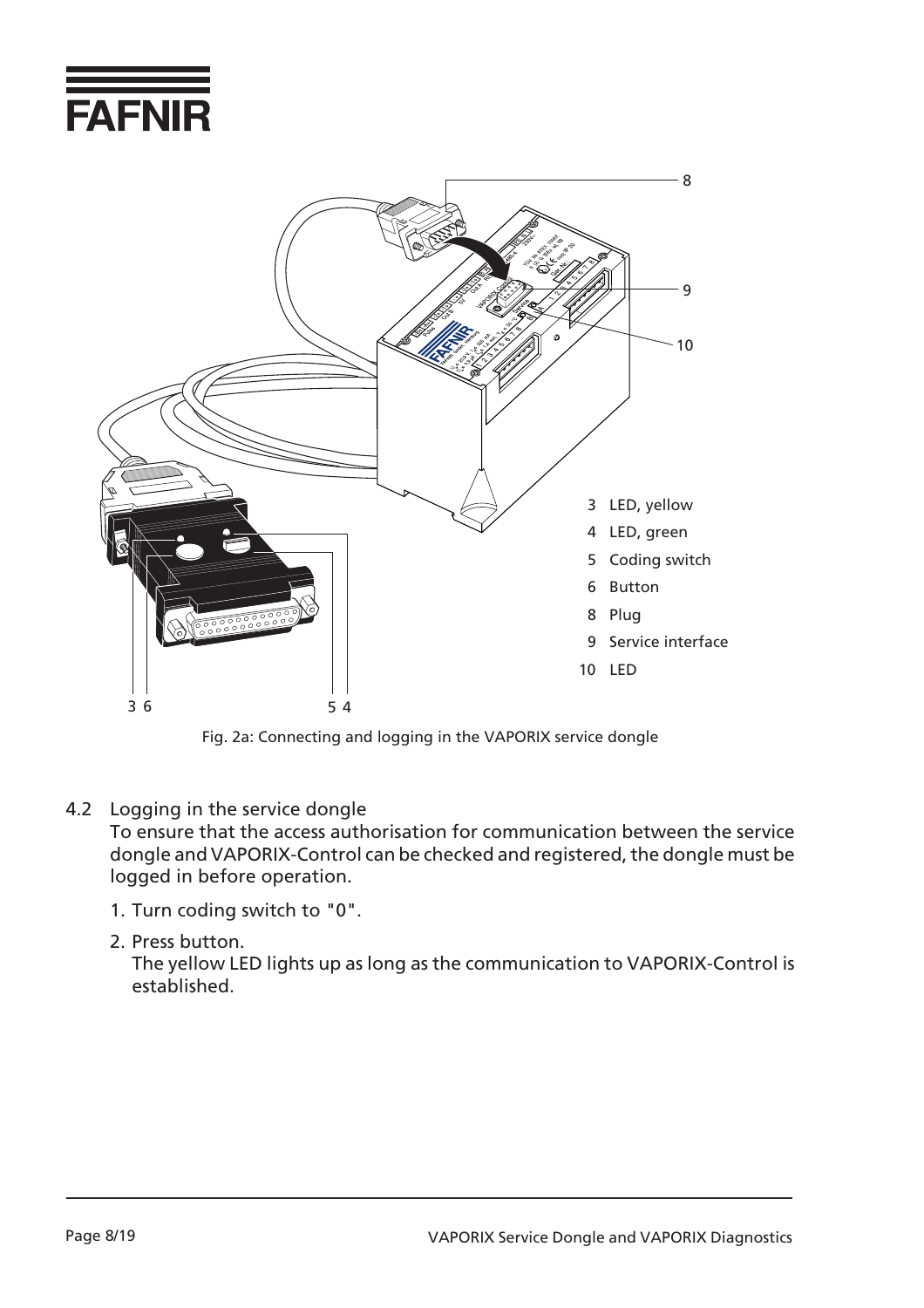3 LED, yellow
4 LED, green
5 Coding switch
6 Button
8 Plug
9 Service interface
10 LED

Fig. 2a: Connecting and logging in the VAPORIX service dongle

## 4.2 Logging in the service dongle

To ensure that the access authorisation for communication between the service dongle and VAPORIX-Control can be checked and registered, the dongle must be logged in before operation.

1. Turn coding switch to "0".
2. Press button.
   The yellow LED lights up as long as the communication to VAPORIX-Control is established.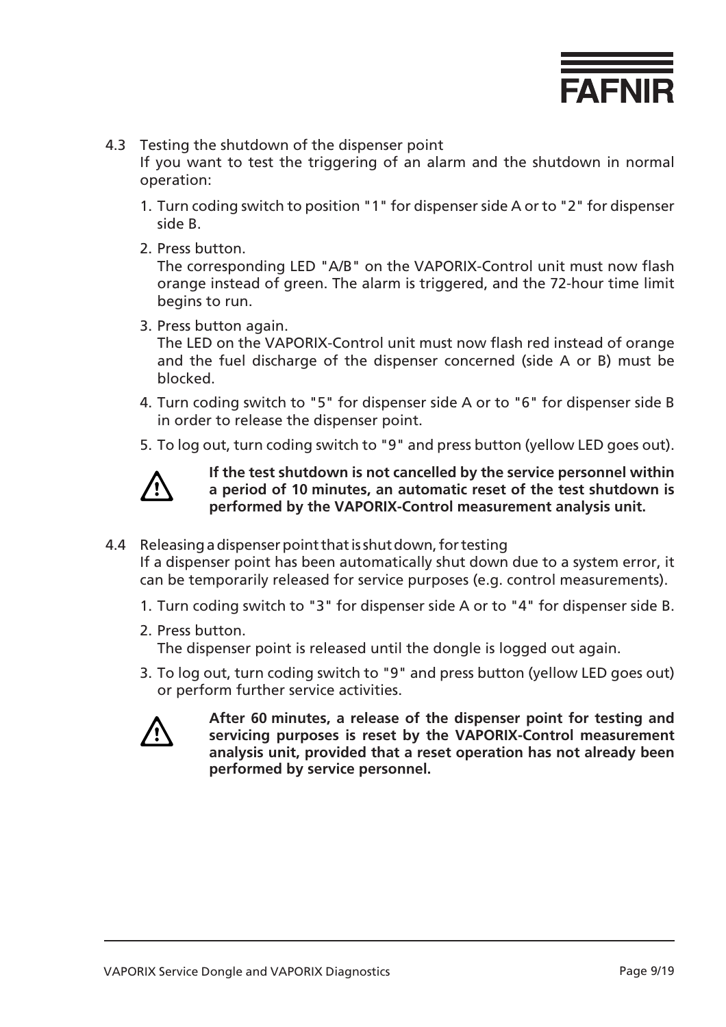## 4.3 Testing the shutdown of the dispenser point

If you want to test the triggering of an alarm and the shutdown in normal operation:

1. Turn coding switch to position "1" for dispenser side A or to "2" for dispenser side B.
2. Press button.
   The corresponding LED "A/B" on the VAPORIX-Control unit must now flash orange instead of green. The alarm is triggered, and the 72-hour time limit begins to run.
3. Press button again.
   The LED on the VAPORIX-Control unit must now flash red instead of orange and the fuel discharge of the dispenser concerned (side A or B) must be blocked.
4. Turn coding switch to "5" for dispenser side A or to "6" for dispenser side B in order to release the dispenser point.
5. To log out, turn coding switch to "9" and press button (yellow LED goes out).

⚠ **If the test shutdown is not cancelled by the service personnel within a period of 10 minutes, an automatic reset of the test shutdown is performed by the VAPORIX-Control measurement analysis unit.**

## 4.4 Releasing a dispenser point that is shut down, for testing

If a dispenser point has been automatically shut down due to a system error, it can be temporarily released for service purposes (e.g. control measurements).

1. Turn coding switch to "3" for dispenser side A or to "4" for dispenser side B.
2. Press button.
   The dispenser point is released until the dongle is logged out again.
3. To log out, turn coding switch to "9" and press button (yellow LED goes out) or perform further service activities.

⚠ **After 60 minutes, a release of the dispenser point for testing and servicing purposes is reset by the VAPORIX-Control measurement analysis unit, provided that a reset operation has not already been performed by service personnel.**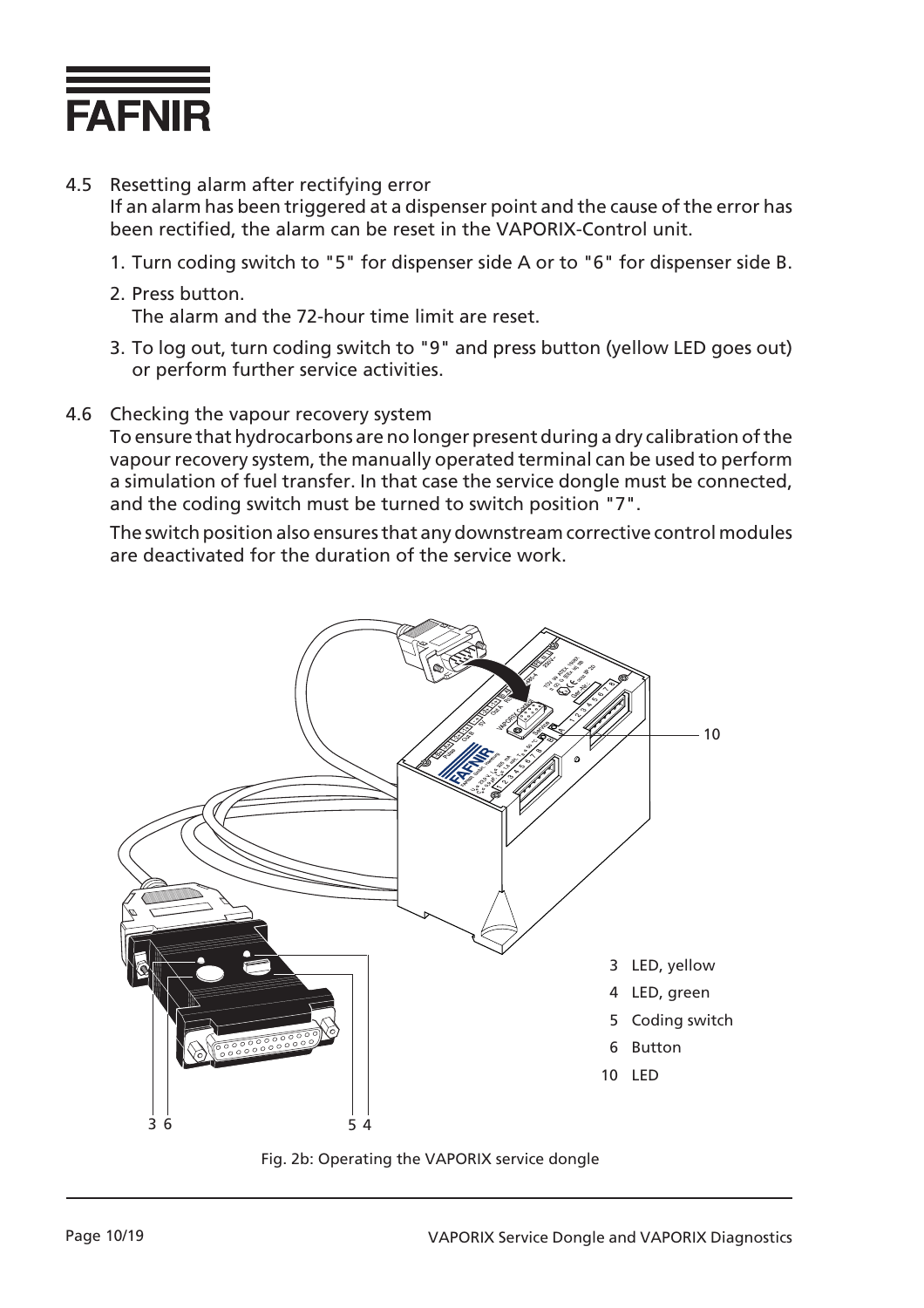## 4.5 Resetting alarm after rectifying error

If an alarm has been triggered at a dispenser point and the cause of the error has been rectified, the alarm can be reset in the VAPORIX-Control unit.

1. Turn coding switch to "5" for dispenser side A or to "6" for dispenser side B.
2. Press button.
   The alarm and the 72-hour time limit are reset.
3. To log out, turn coding switch to "9" and press button (yellow LED goes out) or perform further service activities.

## 4.6 Checking the vapour recovery system

To ensure that hydrocarbons are no longer present during a dry calibration of the vapour recovery system, the manually operated terminal can be used to perform a simulation of fuel transfer. In that case the service dongle must be connected, and the coding switch must be turned to switch position "7".

The switch position also ensures that any downstream corrective control modules are deactivated for the duration of the service work.

3 LED, yellow
4 LED, green
5 Coding switch
6 Button
10 LED

Fig. 2b: Operating the VAPORIX service dongle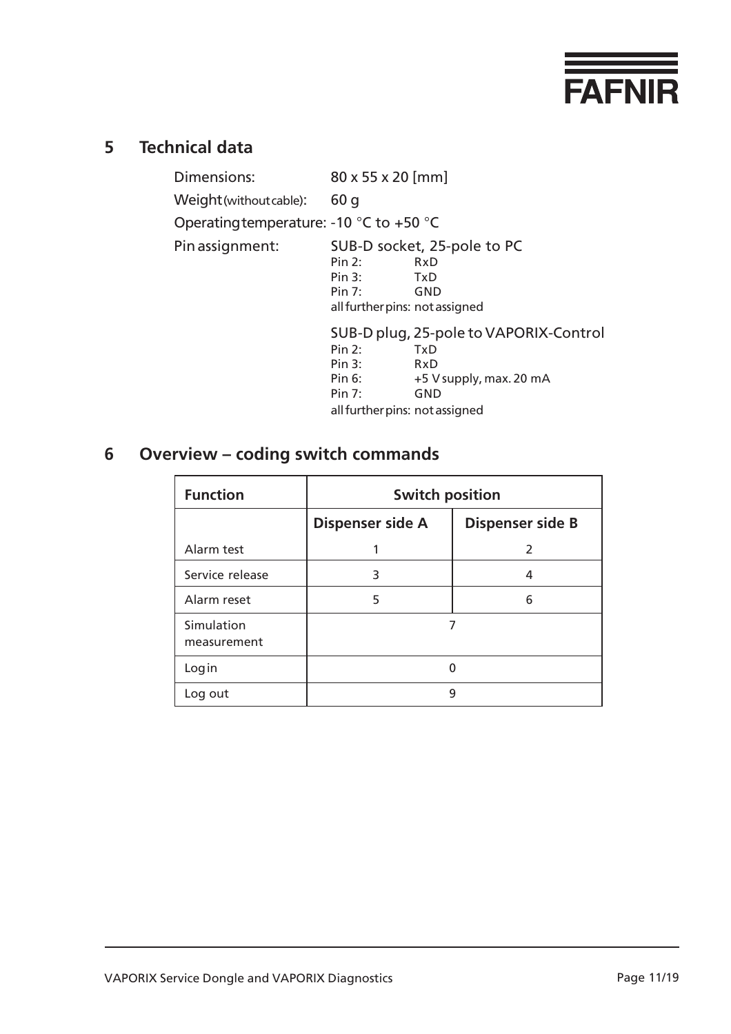## 5 Technical data

Dimensions: 80 x 55 x 20 [mm]

Weight (without cable): 60 g

Operating temperature: -10 °C to +50 °C

Pin assignment:

SUB-D socket, 25-pole to PC

- Pin 2: RxD
- Pin 3: TxD
- Pin 7: GND
- all further pins: not assigned

SUB-D plug, 25-pole to VAPORIX-Control

- Pin 2: TxD
- Pin 3: RxD
- Pin 6: +5 V supply, max. 20 mA
- Pin 7: GND
- all further pins: not assigned

## 6 Overview – coding switch commands

| Function | Switch position | |
|---|---|---|
| | Dispenser side A | Dispenser side B |
| Alarm test | 1 | 2 |
| Service release | 3 | 4 |
| Alarm reset | 5 | 6 |
| Simulation measurement | 7 | |
| Log in | 0 | |
| Log out | 9 | |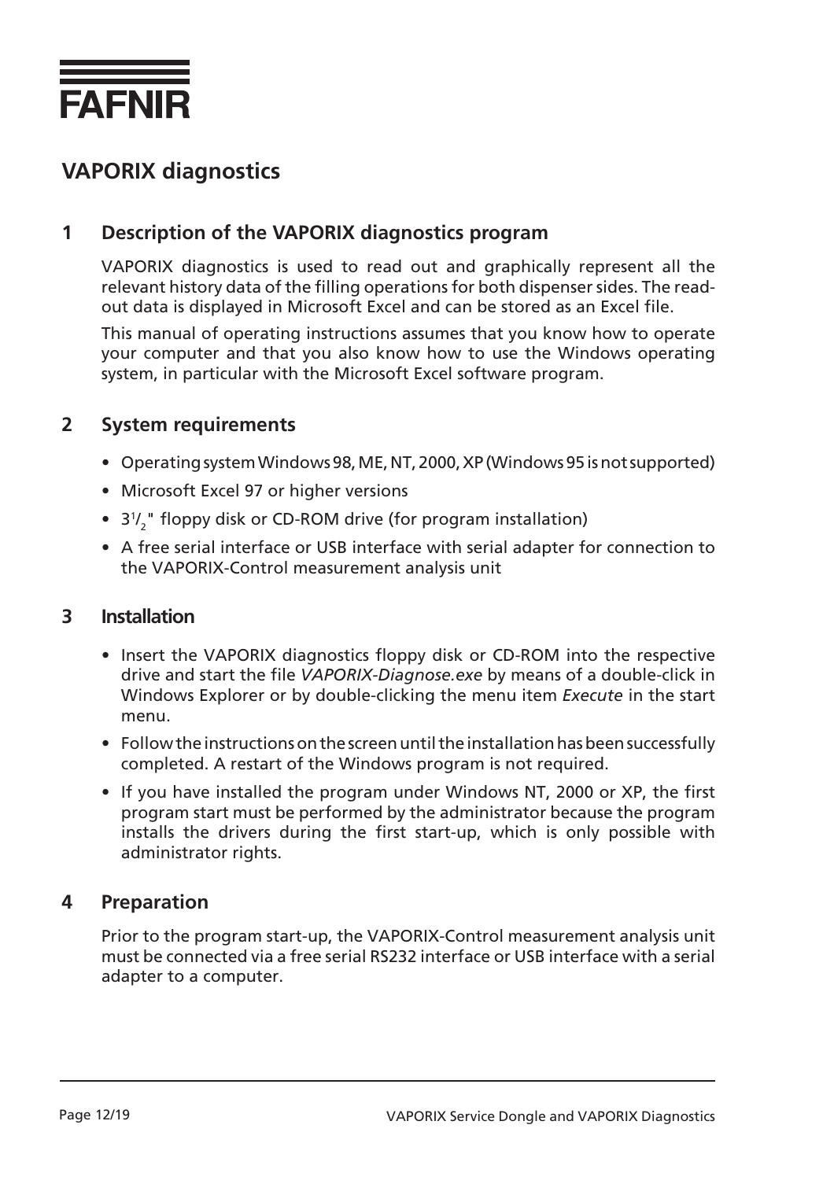FAFNIR

# VAPORIX diagnostics

## 1 Description of the VAPORIX diagnostics program

VAPORIX diagnostics is used to read out and graphically represent all the relevant history data of the filling operations for both dispenser sides. The read-out data is displayed in Microsoft Excel and can be stored as an Excel file.

This manual of operating instructions assumes that you know how to operate your computer and that you also know how to use the Windows operating system, in particular with the Microsoft Excel software program.

## 2 System requirements

- Operating system Windows 98, ME, NT, 2000, XP (Windows 95 is not supported)
- Microsoft Excel 97 or higher versions
- $3^1/_2$" floppy disk or CD-ROM drive (for program installation)
- A free serial interface or USB interface with serial adapter for connection to the VAPORIX-Control measurement analysis unit

## 3 Installation

- Insert the VAPORIX diagnostics floppy disk or CD-ROM into the respective drive and start the file *VAPORIX-Diagnose.exe* by means of a double-click in Windows Explorer or by double-clicking the menu item *Execute* in the start menu.
- Follow the instructions on the screen until the installation has been successfully completed. A restart of the Windows program is not required.
- If you have installed the program under Windows NT, 2000 or XP, the first program start must be performed by the administrator because the program installs the drivers during the first start-up, which is only possible with administrator rights.

## 4 Preparation

Prior to the program start-up, the VAPORIX-Control measurement analysis unit must be connected via a free serial RS232 interface or USB interface with a serial adapter to a computer.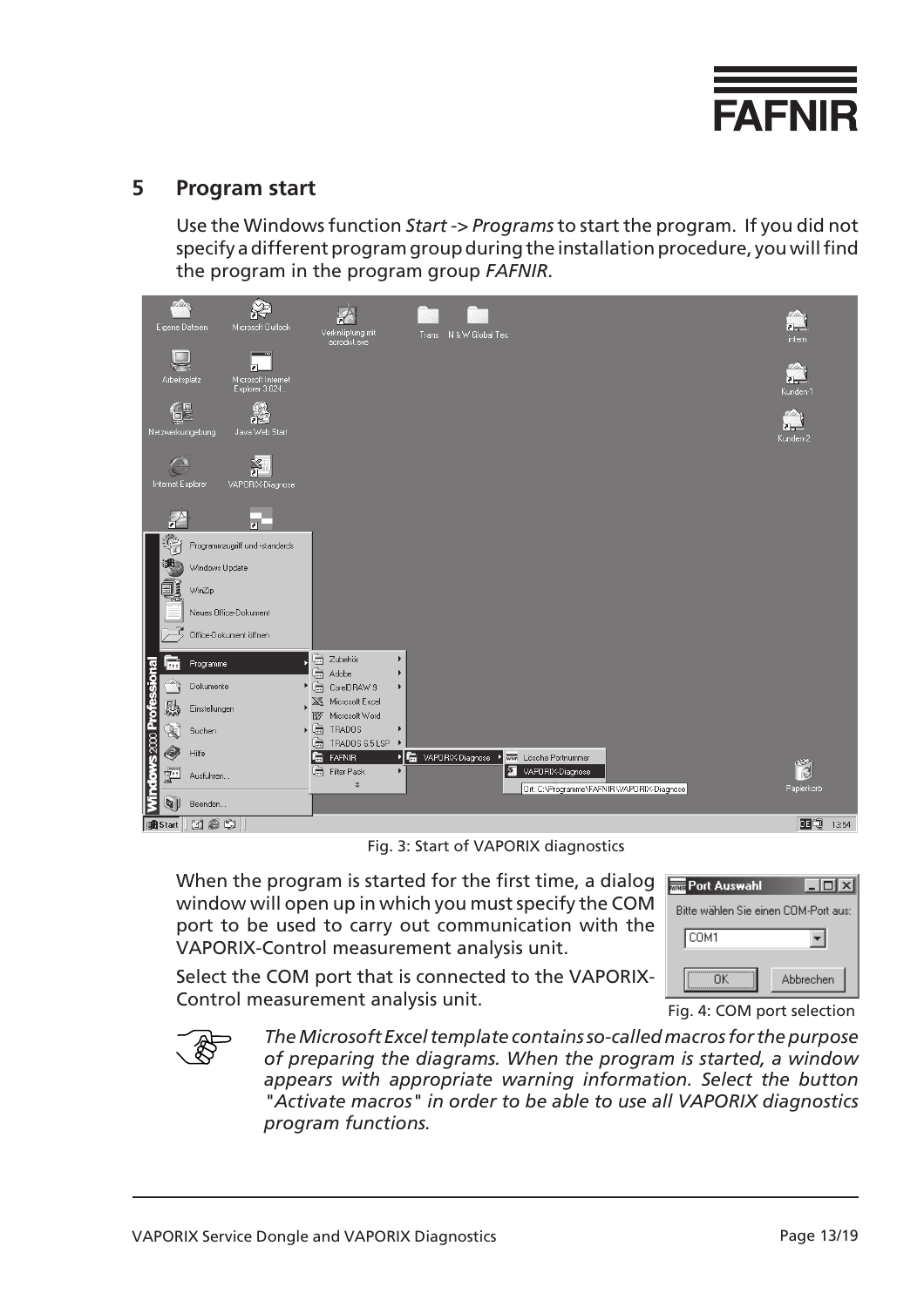## 5 Program start

Use the Windows function *Start* -> *Programs* to start the program. If you did not specify a different program group during the installation procedure, you will find the program in the program group *FAFNIR*.

Fig. 3: Start of VAPORIX diagnostics

When the program is started for the first time, a dialog window will open up in which you must specify the COM port to be used to carry out communication with the VAPORIX-Control measurement analysis unit.

Select the COM port that is connected to the VAPORIX-Control measurement analysis unit.

Fig. 4: COM port selection

*The Microsoft Excel template contains so-called macros for the purpose of preparing the diagrams. When the program is started, a window appears with appropriate warning information. Select the button "Activate macros" in order to be able to use all VAPORIX diagnostics program functions.*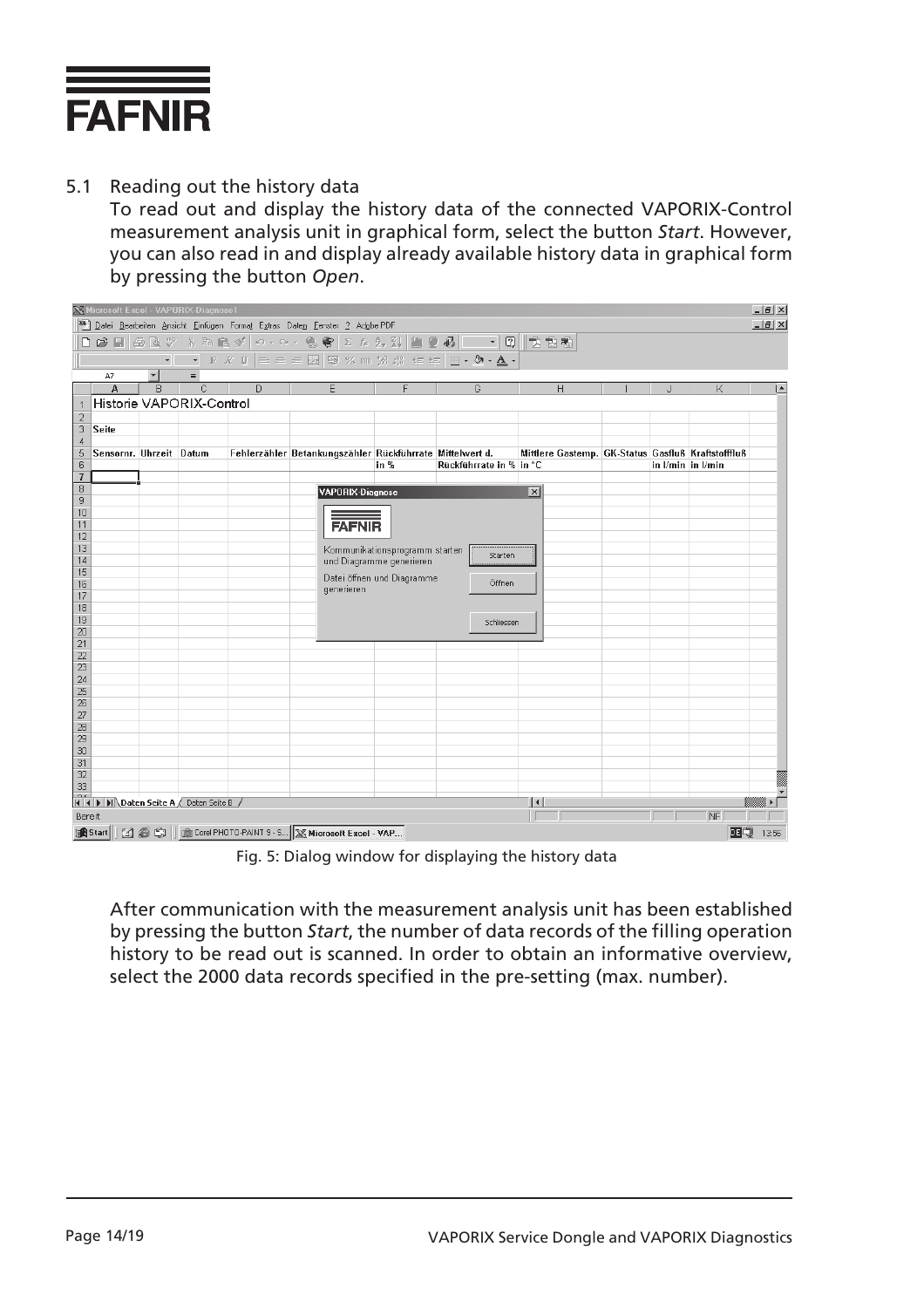## 5.1 Reading out the history data

To read out and display the history data of the connected VAPORIX-Control measurement analysis unit in graphical form, select the button *Start*. However, you can also read in and display already available history data in graphical form by pressing the button *Open*.

Fig. 5: Dialog window for displaying the history data

After communication with the measurement analysis unit has been established by pressing the button *Start*, the number of data records of the filling operation history to be read out is scanned. In order to obtain an informative overview, select the 2000 data records specified in the pre-setting (max. number).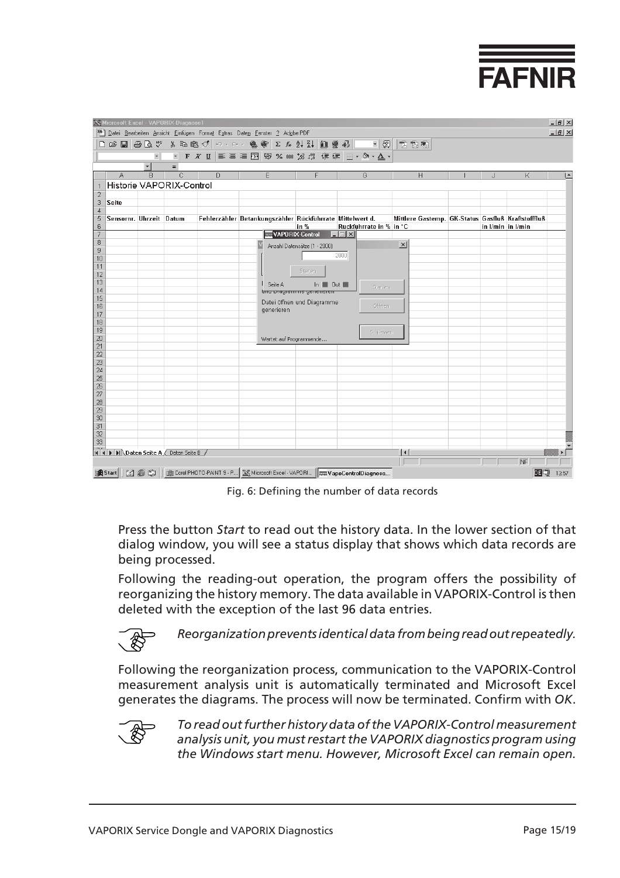Fig. 6: Defining the number of data records

Press the button *Start* to read out the history data. In the lower section of that dialog window, you will see a status display that shows which data records are being processed.

Following the reading-out operation, the program offers the possibility of reorganizing the history memory. The data available in VAPORIX-Control is then deleted with the exception of the last 96 data entries.

*Reorganization prevents identical data from being read out repeatedly.*

Following the reorganization process, communication to the VAPORIX-Control measurement analysis unit is automatically terminated and Microsoft Excel generates the diagrams. The process will now be terminated. Confirm with *OK*.

*To read out further history data of the VAPORIX-Control measurement analysis unit, you must restart the VAPORIX diagnostics program using the Windows start menu. However, Microsoft Excel can remain open.*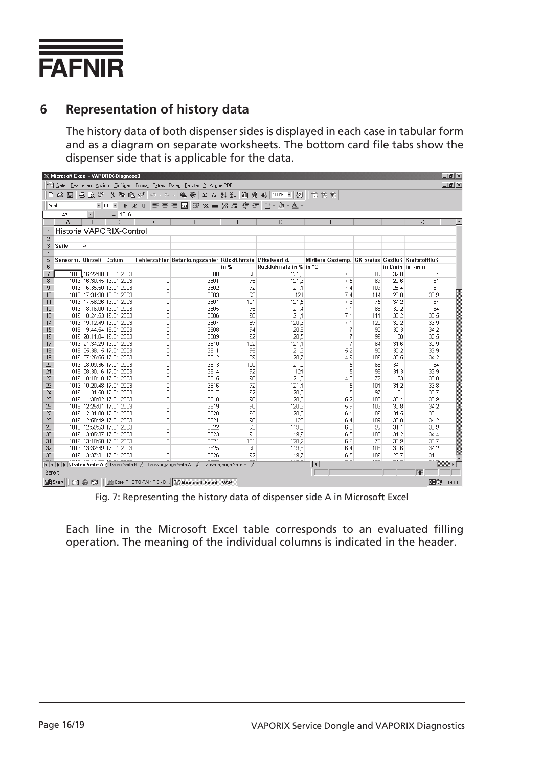## 6 Representation of history data

The history data of both dispenser sides is displayed in each case in tabular form and as a diagram on separate worksheets. The bottom card file tabs show the dispenser side that is applicable for the data.

Historie VAPORIX-Control

Seite A

| Sensornr. | Uhrzeit | Datum | Fehlerzähler | Betankungszähler | Rückführrate in % | Mittelwert d. Rückführrate in % | Mittlere Gastemp. in °C | GK-Status | Gasfluß in l/min | Kraftstofffluß in l/min |
|---|---|---|---|---|---|---|---|---|---|---|
| 1016 | 16:22:08 | 16.01.2003 | 0 | 3600 | 96 | 121,3 | 7,6 | 89 | 32,8 | 34 |
| 1016 | 16:30:45 | 16.01.2003 | 0 | 3601 | 95 | 121,3 | 7,5 | 89 | 29,6 | 31 |
| 1016 | 16:35:50 | 16.01.2003 | 0 | 3602 | 92 | 121,1 | 7,4 | 109 | 28,4 | 31 |
| 1016 | 17:31:30 | 16.01.2003 | 0 | 3603 | 93 | 121 | 7,4 | 114 | 28,8 | 30,9 |
| 1016 | 17:58:26 | 16.01.2003 | 0 | 3604 | 101 | 121,5 | 7,3 | 75 | 34,2 | 34 |
| 1016 | 18:16:00 | 16.01.2003 | 0 | 3605 | 95 | 121,4 | 7,1 | 88 | 32,2 | 34 |
| 1016 | 18:24:53 | 16.01.2003 | 0 | 3606 | 90 | 121,1 | 7,1 | 111 | 30,2 | 33,5 |
| 1016 | 19:12:49 | 16.01.2003 | 0 | 3607 | 89 | 120,6 | 7,1 | 120 | 30,2 | 33,9 |
| 1016 | 19:44:54 | 16.01.2003 | 0 | 3608 | 94 | 120,6 | 7 | 90 | 32,3 | 34,2 |
| 1016 | 20:11:04 | 16.01.2003 | 0 | 3609 | 92 | 120,5 | 7 | 89 | 30 | 32,5 |
| 1016 | 21:34:29 | 16.01.2003 | 0 | 3610 | 102 | 121,1 | 7 | 64 | 31,6 | 30,9 |
| 1016 | 05:38:15 | 17.01.2003 | 0 | 3611 | 95 | 121,2 | 5,2 | 90 | 32,2 | 33,9 |
| 1016 | 07:26:55 | 17.01.2003 | 0 | 3612 | 89 | 120,7 | 4,9 | 106 | 30,5 | 34,2 |
| 1016 | 08:08:36 | 17.01.2003 | 0 | 3613 | 100 | 121,2 | 5 | 68 | 34,1 | 34 |
| 1016 | 08:30:16 | 17.01.2003 | 0 | 3614 | 92 | 121 | 5 | 98 | 31,3 | 33,9 |
| 1016 | 10:10:10 | 17.01.2003 | 0 | 3615 | 98 | 121,3 | 4,8 | 72 | 33 | 33,8 |
| 1016 | 10:20:48 | 17.01.2003 | 0 | 3616 | 92 | 121,1 | 5 | 101 | 31,2 | 33,8 |
| 1016 | 11:31:58 | 17.01.2003 | 0 | 3617 | 92 | 120,8 | 5 | 97 | 31 | 33,7 |
| 1016 | 11:38:02 | 17.01.2003 | 0 | 3618 | 90 | 120,5 | 5,2 | 105 | 30,4 | 33,9 |
| 1016 | 12:25:01 | 17.01.2003 | 0 | 3619 | 90 | 120,2 | 5,9 | 103 | 30,8 | 34,2 |
| 1016 | 12:31:00 | 17.01.2003 | 0 | 3620 | 95 | 120,3 | 6,1 | 86 | 31,5 | 33,1 |
| 1016 | 12:50:49 | 17.01.2003 | 0 | 3621 | 90 | 120 | 6,4 | 109 | 30,8 | 34,2 |
| 1016 | 12:59:53 | 17.01.2003 | 0 | 3622 | 92 | 119,8 | 6,3 | 99 | 31,1 | 33,9 |
| 1016 | 13:05:37 | 17.01.2003 | 0 | 3623 | 91 | 119,6 | 6,5 | 108 | 31,2 | 34,4 |
| 1016 | 13:16:58 | 17.01.2003 | 0 | 3624 | 101 | 120,2 | 6,6 | 70 | 30,9 | 30,7 |
| 1016 | 13:32:49 | 17.01.2003 | 0 | 3625 | 90 | 119,8 | 6,4 | 108 | 30,6 | 34,2 |
| 1016 | 13:37:31 | 17.01.2003 | 0 | 3626 | 92 | 119,7 | 6,5 | 106 | 28,7 | 31,1 |

Fig. 7: Representing the history data of dispenser side A in Microsoft Excel

Each line in the Microsoft Excel table corresponds to an evaluated filling operation. The meaning of the individual columns is indicated in the header.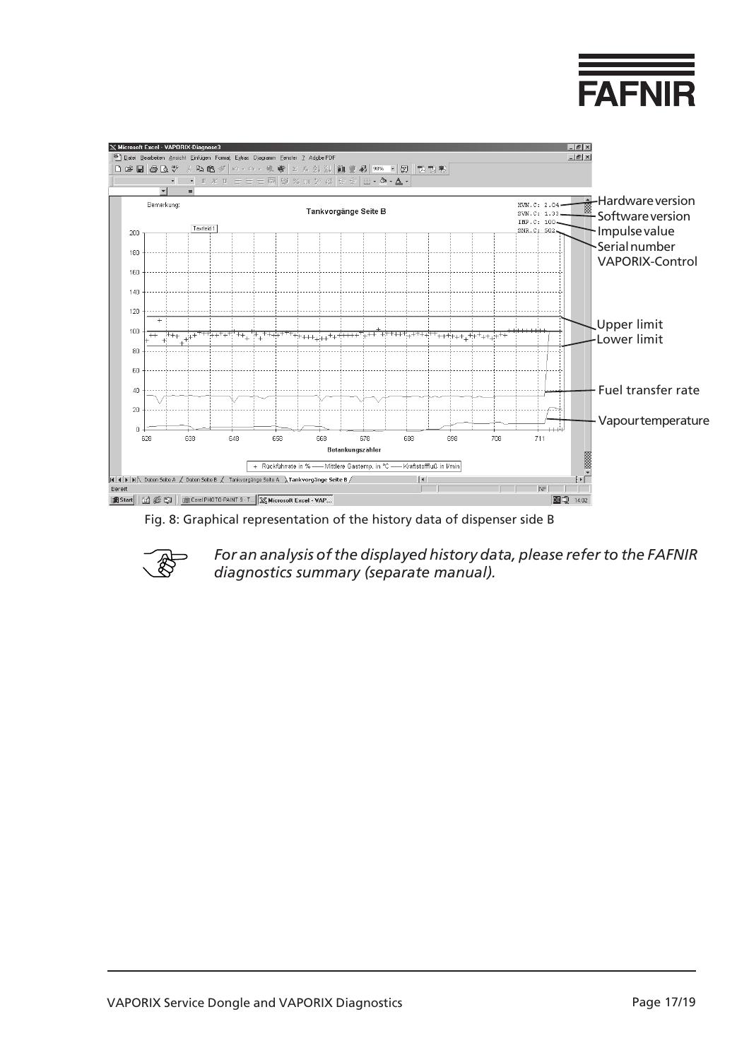Fig. 8: Graphical representation of the history data of dispenser side B

*For an analysis of the displayed history data, please refer to the FAFNIR diagnostics summary (separate manual).*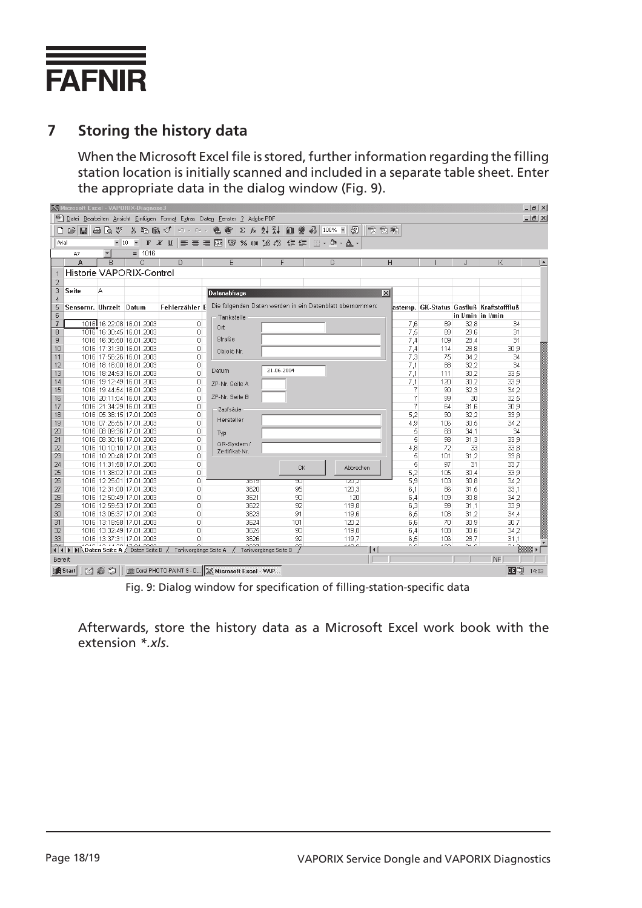## 7 Storing the history data

When the Microsoft Excel file is stored, further information regarding the filling station location is initially scanned and included in a separate table sheet. Enter the appropriate data in the dialog window (Fig. 9).

Fig. 9: Dialog window for specification of filling-station-specific data

Afterwards, store the history data as a Microsoft Excel work book with the extension *\*.xls*.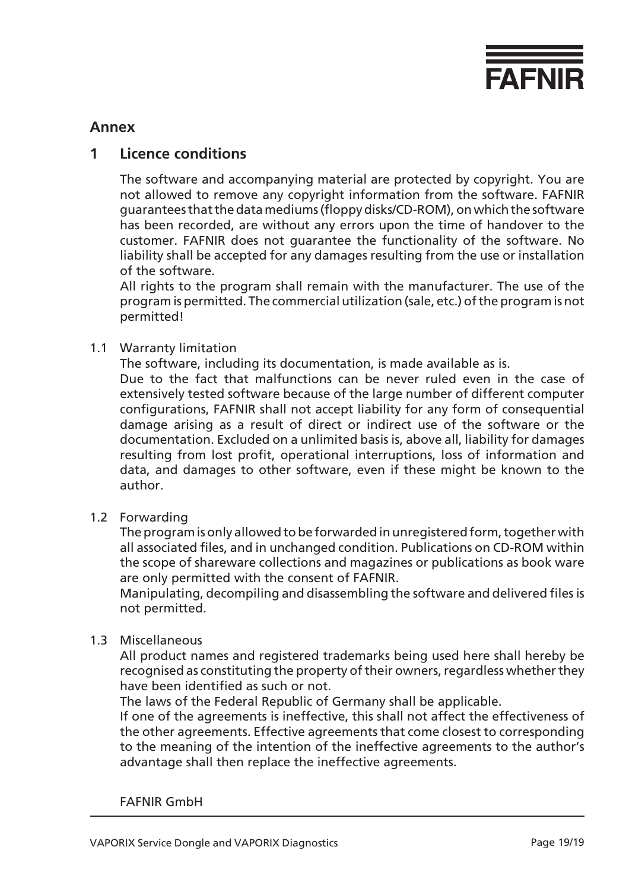# Annex

## 1 Licence conditions

The software and accompanying material are protected by copyright. You are not allowed to remove any copyright information from the software. FAFNIR guarantees that the data mediums (floppy disks/CD-ROM), on which the software has been recorded, are without any errors upon the time of handover to the customer. FAFNIR does not guarantee the functionality of the software. No liability shall be accepted for any damages resulting from the use or installation of the software.
All rights to the program shall remain with the manufacturer. The use of the program is permitted. The commercial utilization (sale, etc.) of the program is not permitted!

### 1.1 Warranty limitation

The software, including its documentation, is made available as is.
Due to the fact that malfunctions can be never ruled even in the case of extensively tested software because of the large number of different computer configurations, FAFNIR shall not accept liability for any form of consequential damage arising as a result of direct or indirect use of the software or the documentation. Excluded on a unlimited basis is, above all, liability for damages resulting from lost profit, operational interruptions, loss of information and data, and damages to other software, even if these might be known to the author.

### 1.2 Forwarding

The program is only allowed to be forwarded in unregistered form, together with all associated files, and in unchanged condition. Publications on CD-ROM within the scope of shareware collections and magazines or publications as book ware are only permitted with the consent of FAFNIR.
Manipulating, decompiling and disassembling the software and delivered files is not permitted.

### 1.3 Miscellaneous

All product names and registered trademarks being used here shall hereby be recognised as constituting the property of their owners, regardless whether they have been identified as such or not.
The laws of the Federal Republic of Germany shall be applicable.
If one of the agreements is ineffective, this shall not affect the effectiveness of the other agreements. Effective agreements that come closest to corresponding to the meaning of the intention of the ineffective agreements to the author's advantage shall then replace the ineffective agreements.

FAFNIR GmbH